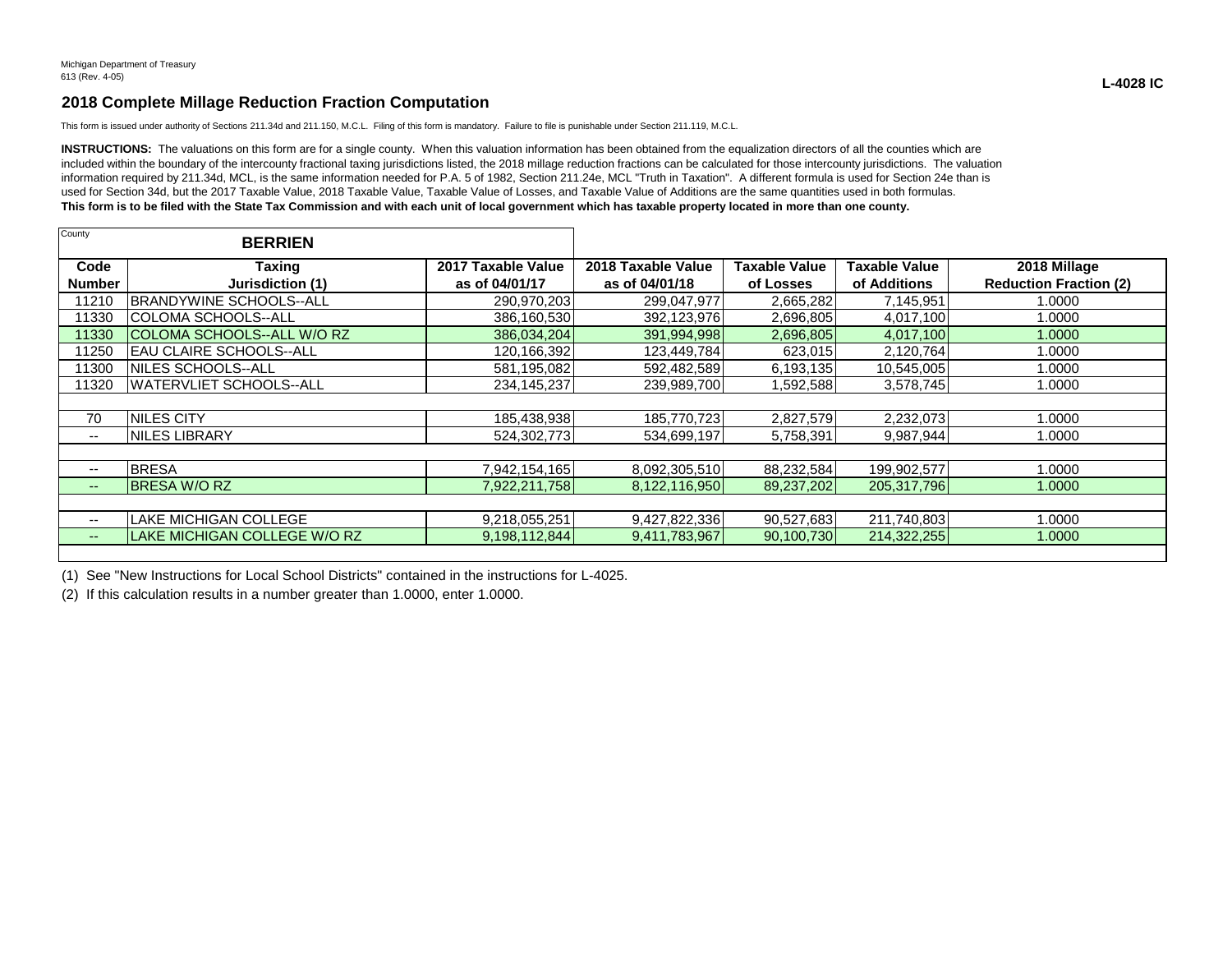Michigan Department of Treasury
613 (Rev. 4-05)

**L-4028 IC**

## 2018 Complete Millage Reduction Fraction Computation

This form is issued under authority of Sections 211.34d and 211.150, M.C.L. Filing of this form is mandatory. Failure to file is punishable under Section 211.119, M.C.L.

**INSTRUCTIONS:** The valuations on this form are for a single county. When this valuation information has been obtained from the equalization directors of all the counties which are included within the boundary of the intercounty fractional taxing jurisdictions listed, the 2018 millage reduction fractions can be calculated for those intercounty jurisdictions. The valuation information required by 211.34d, MCL, is the same information needed for P.A. 5 of 1982, Section 211.24e, MCL "Truth in Taxation". A different formula is used for Section 24e than is used for Section 34d, but the 2017 Taxable Value, 2018 Taxable Value, Taxable Value of Losses, and Taxable Value of Additions are the same quantities used in both formulas.
**This form is to be filed with the State Tax Commission and with each unit of local government which has taxable property located in more than one county.**

County: **BERRIEN**

| Code Number | Taxing Jurisdiction (1) | 2017 Taxable Value as of 04/01/17 | 2018 Taxable Value as of 04/01/18 | Taxable Value of Losses | Taxable Value of Additions | 2018 Millage Reduction Fraction (2) |
|---|---|---|---|---|---|---|
| 11210 | BRANDYWINE SCHOOLS--ALL | 290,970,203 | 299,047,977 | 2,665,282 | 7,145,951 | 1.0000 |
| 11330 | COLOMA SCHOOLS--ALL | 386,160,530 | 392,123,976 | 2,696,805 | 4,017,100 | 1.0000 |
| 11330 | COLOMA SCHOOLS--ALL W/O RZ | 386,034,204 | 391,994,998 | 2,696,805 | 4,017,100 | 1.0000 |
| 11250 | EAU CLAIRE SCHOOLS--ALL | 120,166,392 | 123,449,784 | 623,015 | 2,120,764 | 1.0000 |
| 11300 | NILES SCHOOLS--ALL | 581,195,082 | 592,482,589 | 6,193,135 | 10,545,005 | 1.0000 |
| 11320 | WATERVLIET SCHOOLS--ALL | 234,145,237 | 239,989,700 | 1,592,588 | 3,578,745 | 1.0000 |
| | | | | | | |
| 70 | NILES CITY | 185,438,938 | 185,770,723 | 2,827,579 | 2,232,073 | 1.0000 |
| -- | NILES LIBRARY | 524,302,773 | 534,699,197 | 5,758,391 | 9,987,944 | 1.0000 |
| | | | | | | |
| -- | BRESA | 7,942,154,165 | 8,092,305,510 | 88,232,584 | 199,902,577 | 1.0000 |
| -- | BRESA W/O RZ | 7,922,211,758 | 8,122,116,950 | 89,237,202 | 205,317,796 | 1.0000 |
| | | | | | | |
| -- | LAKE MICHIGAN COLLEGE | 9,218,055,251 | 9,427,822,336 | 90,527,683 | 211,740,803 | 1.0000 |
| -- | LAKE MICHIGAN COLLEGE W/O RZ | 9,198,112,844 | 9,411,783,967 | 90,100,730 | 214,322,255 | 1.0000 |

(1) See "New Instructions for Local School Districts" contained in the instructions for L-4025.

(2) If this calculation results in a number greater than 1.0000, enter 1.0000.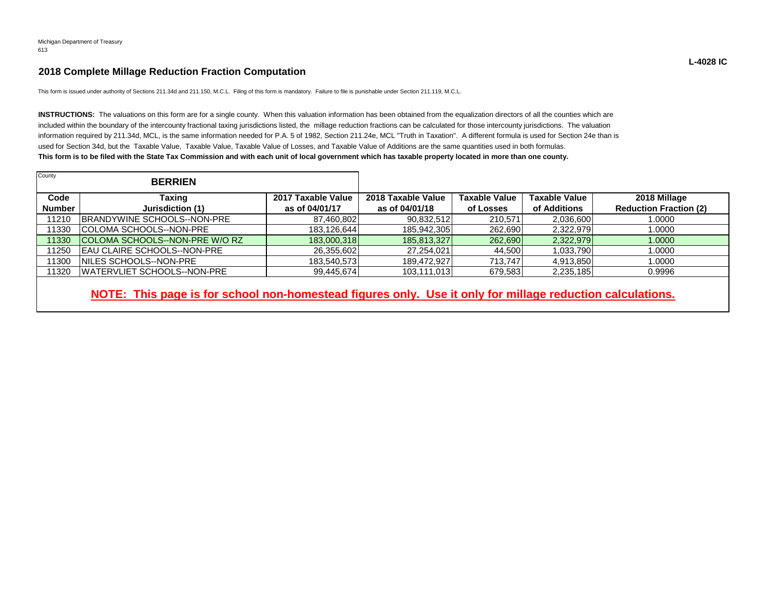Michigan Department of Treasury
613

**L-4028 IC**

## 2018 Complete Millage Reduction Fraction Computation

This form is issued under authority of Sections 211.34d and 211.150, M.C.L. Filing of this form is mandatory. Failure to file is punishable under Section 211.119, M.C.L.

**INSTRUCTIONS:** The valuations on this form are for a single county. When this valuation information has been obtained from the equalization directors of all the counties which are included within the boundary of the intercounty fractional taxing jurisdictions listed, the millage reduction fractions can be calculated for those intercounty jurisdictions. The valuation information required by 211.34d, MCL, is the same information needed for P.A. 5 of 1982, Section 211.24e, MCL "Truth in Taxation". A different formula is used for Section 24e than is used for Section 34d, but the Taxable Value, Taxable Value, Taxable Value of Losses, and Taxable Value of Additions are the same quantities used in both formulas.
**This form is to be filed with the State Tax Commission and with each unit of local government which has taxable property located in more than one county.**

County: **BERRIEN**

| Code Number | Taxing Jurisdiction (1) | 2017 Taxable Value as of 04/01/17 | 2018 Taxable Value as of 04/01/18 | Taxable Value of Losses | Taxable Value of Additions | 2018 Millage Reduction Fraction (2) |
|---|---|---|---|---|---|---|
| 11210 | BRANDYWINE SCHOOLS--NON-PRE | 87,460,802 | 90,832,512 | 210,571 | 2,036,600 | 1.0000 |
| 11330 | COLOMA SCHOOLS--NON-PRE | 183,126,644 | 185,942,305 | 262,690 | 2,322,979 | 1.0000 |
| 11330 | COLOMA SCHOOLS--NON-PRE W/O RZ | 183,000,318 | 185,813,327 | 262,690 | 2,322,979 | 1.0000 |
| 11250 | EAU CLAIRE SCHOOLS--NON-PRE | 26,355,602 | 27,254,021 | 44,500 | 1,033,790 | 1.0000 |
| 11300 | NILES SCHOOLS--NON-PRE | 183,540,573 | 189,472,927 | 713,747 | 4,913,850 | 1.0000 |
| 11320 | WATERVLIET SCHOOLS--NON-PRE | 99,445,674 | 103,111,013 | 679,583 | 2,235,185 | 0.9996 |

**NOTE: This page is for school non-homestead figures only. Use it only for millage reduction calculations.**